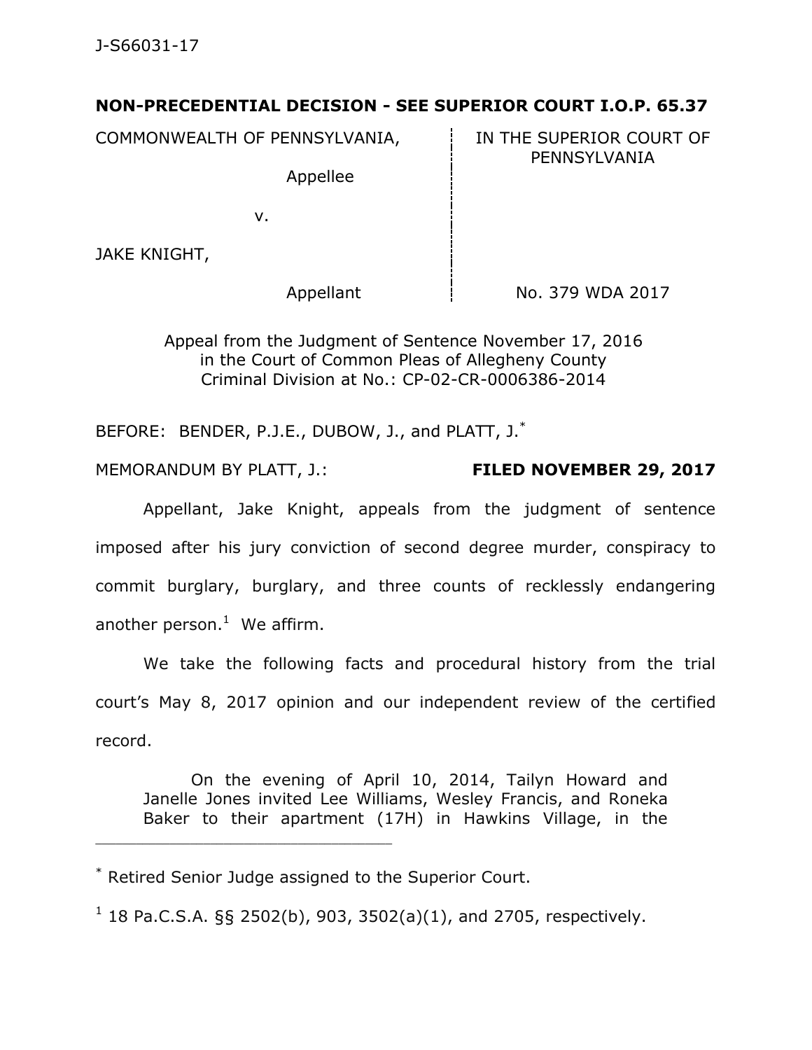J-S66031-17

**NON-PRECEDENTIAL DECISION - SEE SUPERIOR COURT I.O.P. 65.37**

| | |
|---|---|
| COMMONWEALTH OF PENNSYLVANIA, Appellee | IN THE SUPERIOR COURT OF PENNSYLVANIA |
| v. | |
| JAKE KNIGHT, Appellant | No. 379 WDA 2017 |

Appeal from the Judgment of Sentence November 17, 2016
in the Court of Common Pleas of Allegheny County
Criminal Division at No.: CP-02-CR-0006386-2014

BEFORE: BENDER, P.J.E., DUBOW, J., and PLATT, J.*

MEMORANDUM BY PLATT, J.: **FILED NOVEMBER 29, 2017**

Appellant, Jake Knight, appeals from the judgment of sentence imposed after his jury conviction of second degree murder, conspiracy to commit burglary, burglary, and three counts of recklessly endangering another person.[1] We affirm.

We take the following facts and procedural history from the trial court's May 8, 2017 opinion and our independent review of the certified record.

> On the evening of April 10, 2014, Tailyn Howard and Janelle Jones invited Lee Williams, Wesley Francis, and Roneka Baker to their apartment (17H) in Hawkins Village, in the

---

\* Retired Senior Judge assigned to the Superior Court.

[1] 18 Pa.C.S.A. §§ 2502(b), 903, 3502(a)(1), and 2705, respectively.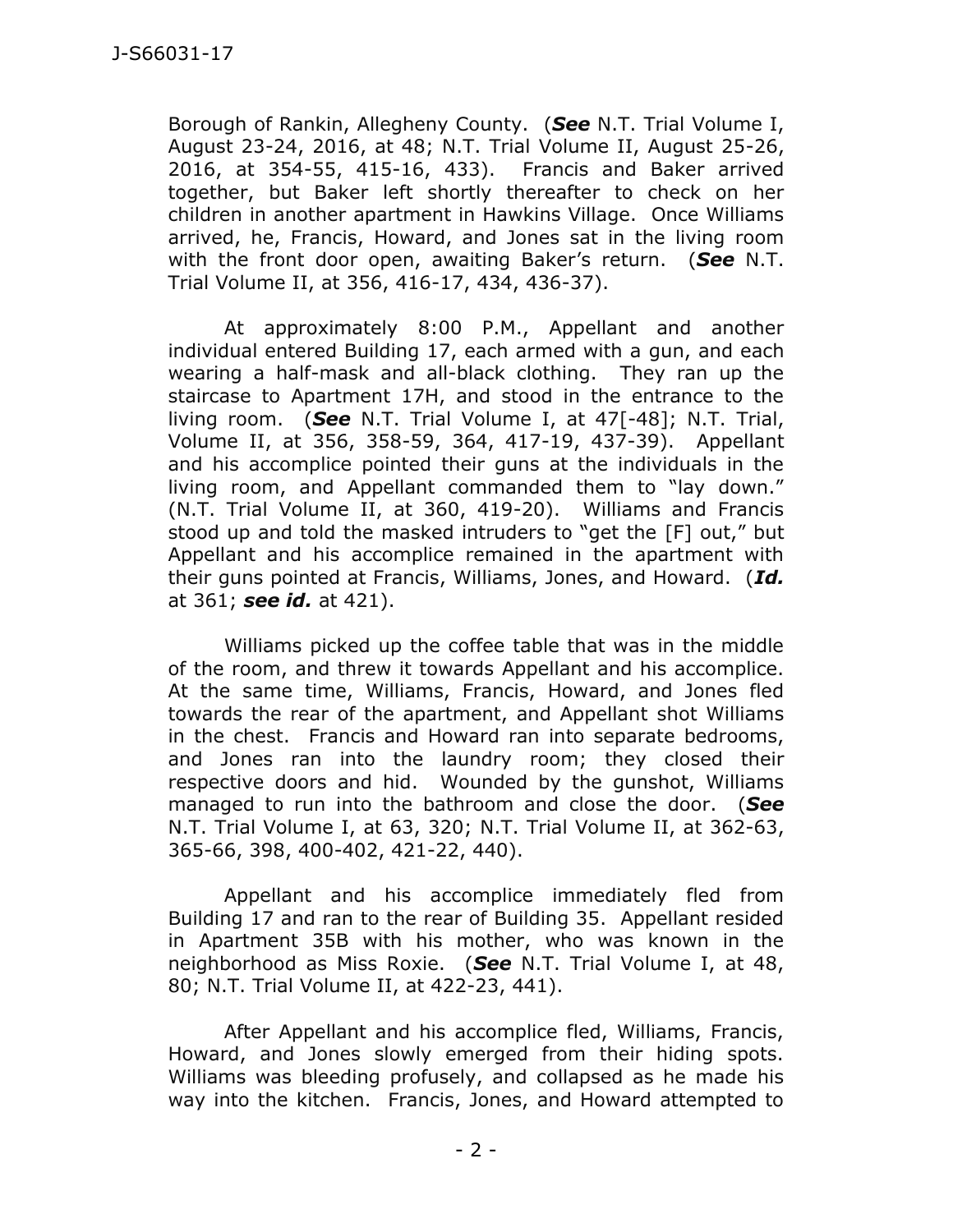Borough of Rankin, Allegheny County. (***See*** N.T. Trial Volume I, August 23-24, 2016, at 48; N.T. Trial Volume II, August 25-26, 2016, at 354-55, 415-16, 433). Francis and Baker arrived together, but Baker left shortly thereafter to check on her children in another apartment in Hawkins Village. Once Williams arrived, he, Francis, Howard, and Jones sat in the living room with the front door open, awaiting Baker's return. (***See*** N.T. Trial Volume II, at 356, 416-17, 434, 436-37).

At approximately 8:00 P.M., Appellant and another individual entered Building 17, each armed with a gun, and each wearing a half-mask and all-black clothing. They ran up the staircase to Apartment 17H, and stood in the entrance to the living room. (***See*** N.T. Trial Volume I, at 47[-48]; N.T. Trial, Volume II, at 356, 358-59, 364, 417-19, 437-39). Appellant and his accomplice pointed their guns at the individuals in the living room, and Appellant commanded them to "lay down." (N.T. Trial Volume II, at 360, 419-20). Williams and Francis stood up and told the masked intruders to "get the [F] out," but Appellant and his accomplice remained in the apartment with their guns pointed at Francis, Williams, Jones, and Howard. (***Id.*** at 361; ***see id.*** at 421).

Williams picked up the coffee table that was in the middle of the room, and threw it towards Appellant and his accomplice. At the same time, Williams, Francis, Howard, and Jones fled towards the rear of the apartment, and Appellant shot Williams in the chest. Francis and Howard ran into separate bedrooms, and Jones ran into the laundry room; they closed their respective doors and hid. Wounded by the gunshot, Williams managed to run into the bathroom and close the door. (***See*** N.T. Trial Volume I, at 63, 320; N.T. Trial Volume II, at 362-63, 365-66, 398, 400-402, 421-22, 440).

Appellant and his accomplice immediately fled from Building 17 and ran to the rear of Building 35. Appellant resided in Apartment 35B with his mother, who was known in the neighborhood as Miss Roxie. (***See*** N.T. Trial Volume I, at 48, 80; N.T. Trial Volume II, at 422-23, 441).

After Appellant and his accomplice fled, Williams, Francis, Howard, and Jones slowly emerged from their hiding spots. Williams was bleeding profusely, and collapsed as he made his way into the kitchen. Francis, Jones, and Howard attempted to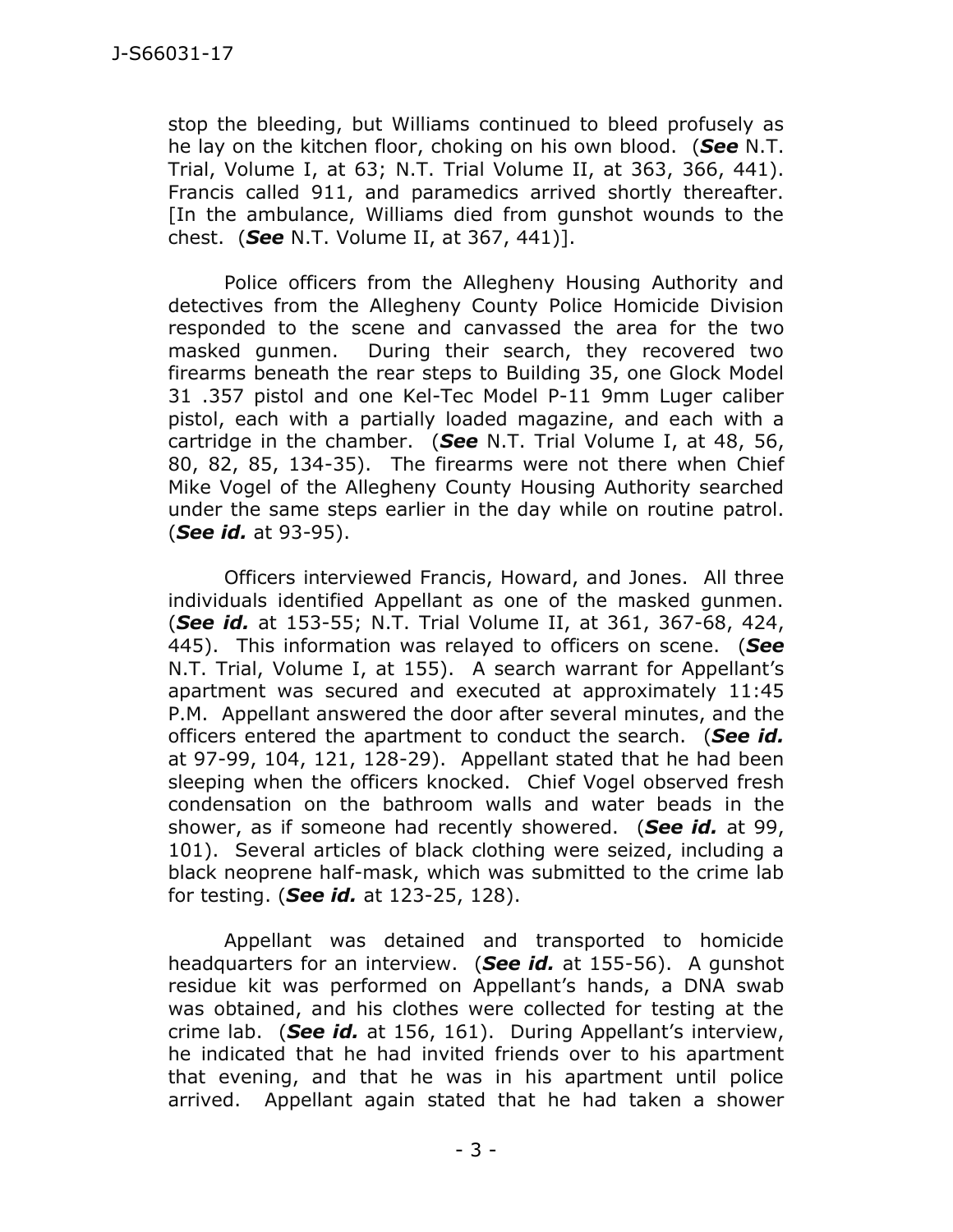stop the bleeding, but Williams continued to bleed profusely as he lay on the kitchen floor, choking on his own blood. (***See*** N.T. Trial, Volume I, at 63; N.T. Trial Volume II, at 363, 366, 441). Francis called 911, and paramedics arrived shortly thereafter. [In the ambulance, Williams died from gunshot wounds to the chest. (***See*** N.T. Volume II, at 367, 441)].

Police officers from the Allegheny Housing Authority and detectives from the Allegheny County Police Homicide Division responded to the scene and canvassed the area for the two masked gunmen. During their search, they recovered two firearms beneath the rear steps to Building 35, one Glock Model 31 .357 pistol and one Kel-Tec Model P-11 9mm Luger caliber pistol, each with a partially loaded magazine, and each with a cartridge in the chamber. (***See*** N.T. Trial Volume I, at 48, 56, 80, 82, 85, 134-35). The firearms were not there when Chief Mike Vogel of the Allegheny County Housing Authority searched under the same steps earlier in the day while on routine patrol. (***See id.*** at 93-95).

Officers interviewed Francis, Howard, and Jones. All three individuals identified Appellant as one of the masked gunmen. (***See id.*** at 153-55; N.T. Trial Volume II, at 361, 367-68, 424, 445). This information was relayed to officers on scene. (***See*** N.T. Trial, Volume I, at 155). A search warrant for Appellant's apartment was secured and executed at approximately 11:45 P.M. Appellant answered the door after several minutes, and the officers entered the apartment to conduct the search. (***See id.*** at 97-99, 104, 121, 128-29). Appellant stated that he had been sleeping when the officers knocked. Chief Vogel observed fresh condensation on the bathroom walls and water beads in the shower, as if someone had recently showered. (***See id.*** at 99, 101). Several articles of black clothing were seized, including a black neoprene half-mask, which was submitted to the crime lab for testing. (***See id.*** at 123-25, 128).

Appellant was detained and transported to homicide headquarters for an interview. (***See id.*** at 155-56). A gunshot residue kit was performed on Appellant's hands, a DNA swab was obtained, and his clothes were collected for testing at the crime lab. (***See id.*** at 156, 161). During Appellant's interview, he indicated that he had invited friends over to his apartment that evening, and that he was in his apartment until police arrived. Appellant again stated that he had taken a shower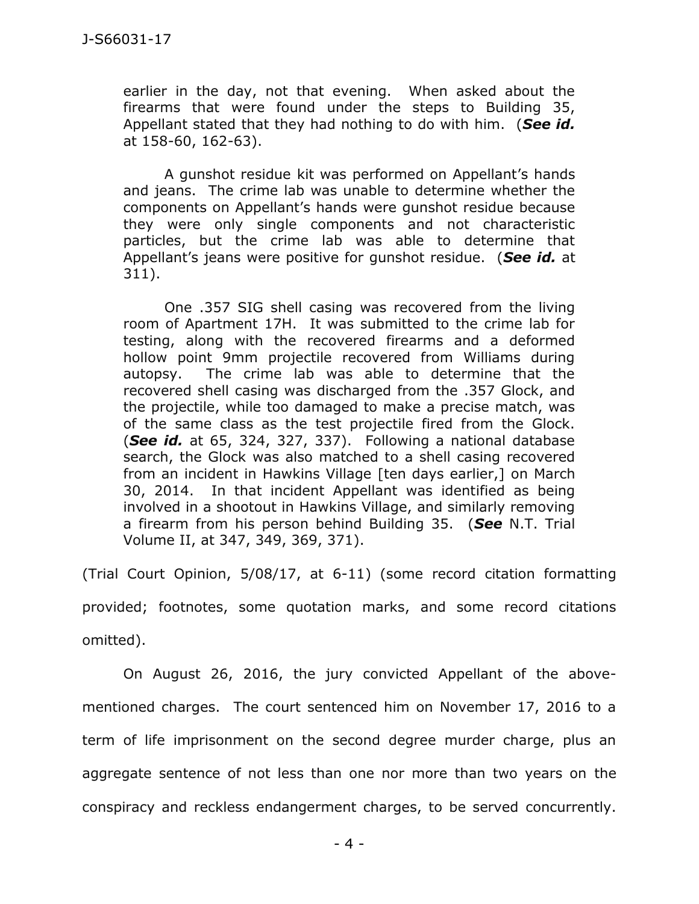> earlier in the day, not that evening. When asked about the firearms that were found under the steps to Building 35, Appellant stated that they had nothing to do with him. (***See id.*** at 158-60, 162-63).
>
> A gunshot residue kit was performed on Appellant's hands and jeans. The crime lab was unable to determine whether the components on Appellant's hands were gunshot residue because they were only single components and not characteristic particles, but the crime lab was able to determine that Appellant's jeans were positive for gunshot residue. (***See id.*** at 311).
>
> One .357 SIG shell casing was recovered from the living room of Apartment 17H. It was submitted to the crime lab for testing, along with the recovered firearms and a deformed hollow point 9mm projectile recovered from Williams during autopsy. The crime lab was able to determine that the recovered shell casing was discharged from the .357 Glock, and the projectile, while too damaged to make a precise match, was of the same class as the test projectile fired from the Glock. (***See id.*** at 65, 324, 327, 337). Following a national database search, the Glock was also matched to a shell casing recovered from an incident in Hawkins Village [ten days earlier,] on March 30, 2014. In that incident Appellant was identified as being involved in a shootout in Hawkins Village, and similarly removing a firearm from his person behind Building 35. (***See*** N.T. Trial Volume II, at 347, 349, 369, 371).

(Trial Court Opinion, 5/08/17, at 6-11) (some record citation formatting provided; footnotes, some quotation marks, and some record citations omitted).

On August 26, 2016, the jury convicted Appellant of the above-mentioned charges. The court sentenced him on November 17, 2016 to a term of life imprisonment on the second degree murder charge, plus an aggregate sentence of not less than one nor more than two years on the conspiracy and reckless endangerment charges, to be served concurrently.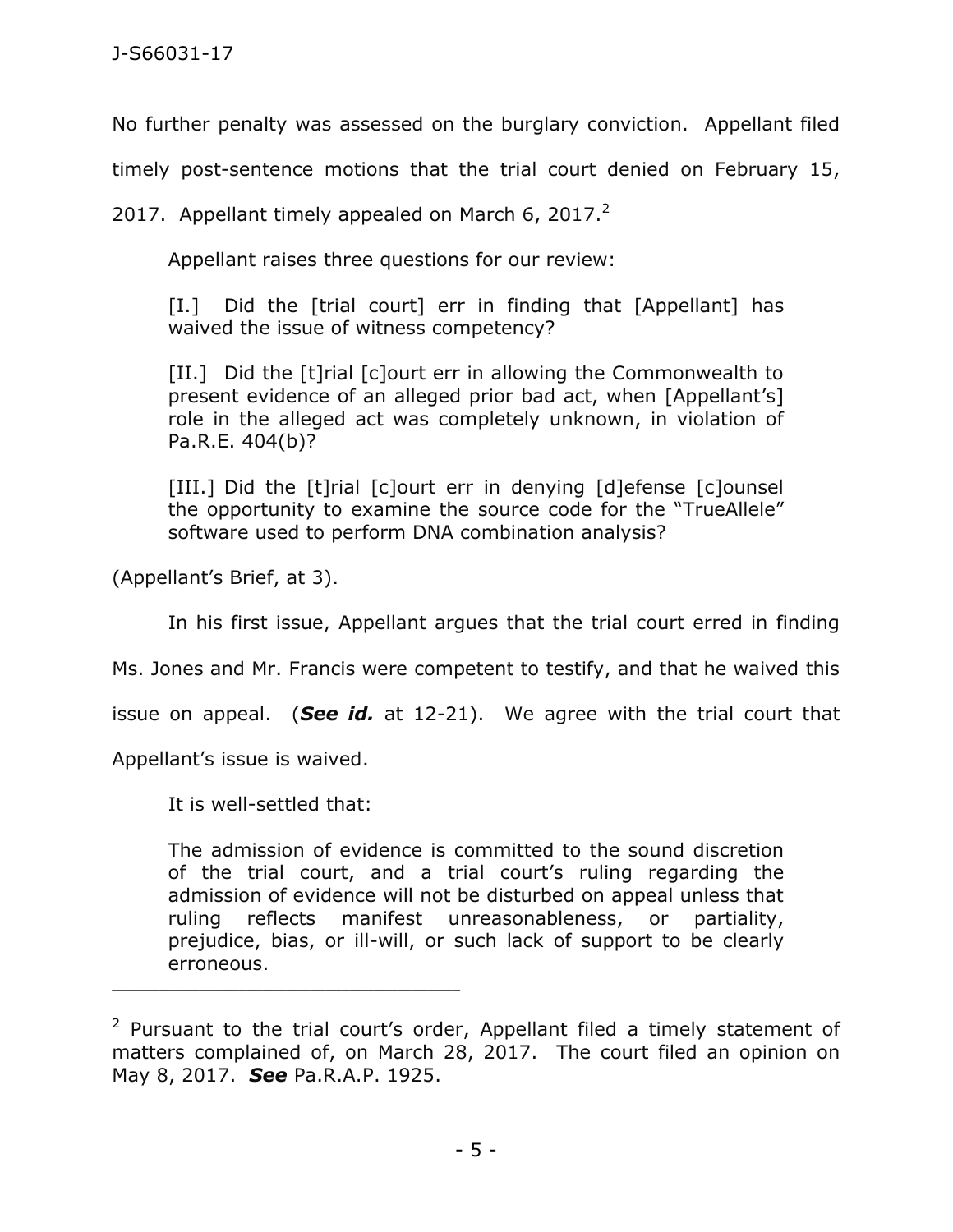No further penalty was assessed on the burglary conviction. Appellant filed timely post-sentence motions that the trial court denied on February 15, 2017. Appellant timely appealed on March 6, 2017.[2]

Appellant raises three questions for our review:

> [I.] Did the [trial court] err in finding that [Appellant] has waived the issue of witness competency?
>
> [II.] Did the [t]rial [c]ourt err in allowing the Commonwealth to present evidence of an alleged prior bad act, when [Appellant's] role in the alleged act was completely unknown, in violation of Pa.R.E. 404(b)?
>
> [III.] Did the [t]rial [c]ourt err in denying [d]efense [c]ounsel the opportunity to examine the source code for the "TrueAllele" software used to perform DNA combination analysis?

(Appellant's Brief, at 3).

In his first issue, Appellant argues that the trial court erred in finding Ms. Jones and Mr. Francis were competent to testify, and that he waived this issue on appeal. (***See id.*** at 12-21). We agree with the trial court that Appellant's issue is waived.

It is well-settled that:

> The admission of evidence is committed to the sound discretion of the trial court, and a trial court's ruling regarding the admission of evidence will not be disturbed on appeal unless that ruling reflects manifest unreasonableness, or partiality, prejudice, bias, or ill-will, or such lack of support to be clearly erroneous.

---

[2] Pursuant to the trial court's order, Appellant filed a timely statement of matters complained of, on March 28, 2017. The court filed an opinion on May 8, 2017. ***See*** Pa.R.A.P. 1925.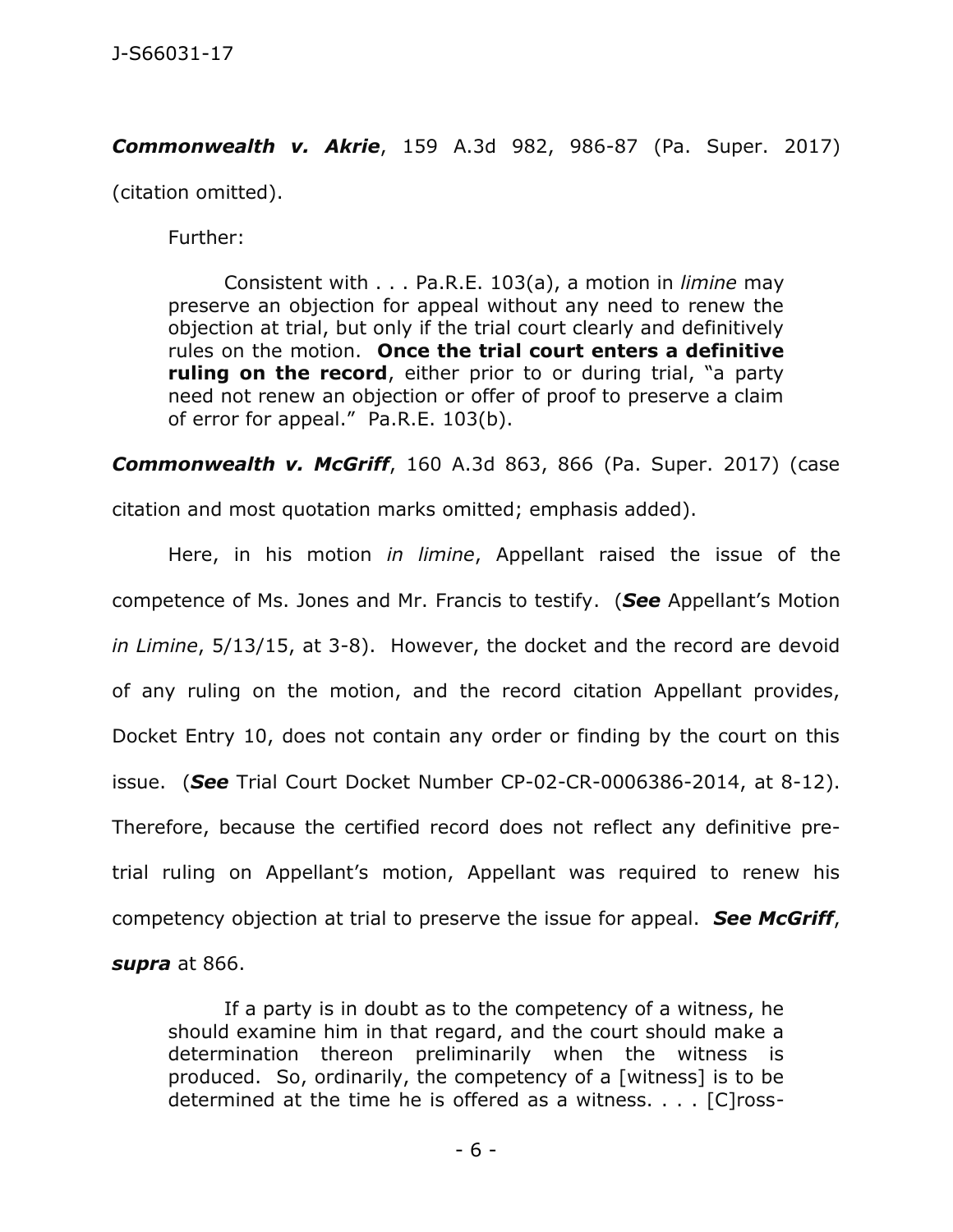***Commonwealth v. Akrie***, 159 A.3d 982, 986-87 (Pa. Super. 2017) (citation omitted).

Further:

> Consistent with . . . Pa.R.E. 103(a), a motion in *limine* may preserve an objection for appeal without any need to renew the objection at trial, but only if the trial court clearly and definitively rules on the motion. **Once the trial court enters a definitive ruling on the record**, either prior to or during trial, "a party need not renew an objection or offer of proof to preserve a claim of error for appeal." Pa.R.E. 103(b).

***Commonwealth v. McGriff***, 160 A.3d 863, 866 (Pa. Super. 2017) (case citation and most quotation marks omitted; emphasis added).

Here, in his motion *in limine*, Appellant raised the issue of the competence of Ms. Jones and Mr. Francis to testify. (***See*** Appellant's Motion *in Limine*, 5/13/15, at 3-8). However, the docket and the record are devoid of any ruling on the motion, and the record citation Appellant provides, Docket Entry 10, does not contain any order or finding by the court on this issue. (***See*** Trial Court Docket Number CP-02-CR-0006386-2014, at 8-12). Therefore, because the certified record does not reflect any definitive pre-trial ruling on Appellant's motion, Appellant was required to renew his competency objection at trial to preserve the issue for appeal. ***See McGriff***, ***supra*** at 866.

> If a party is in doubt as to the competency of a witness, he should examine him in that regard, and the court should make a determination thereon preliminarily when the witness is produced. So, ordinarily, the competency of a [witness] is to be determined at the time he is offered as a witness. . . . [C]ross-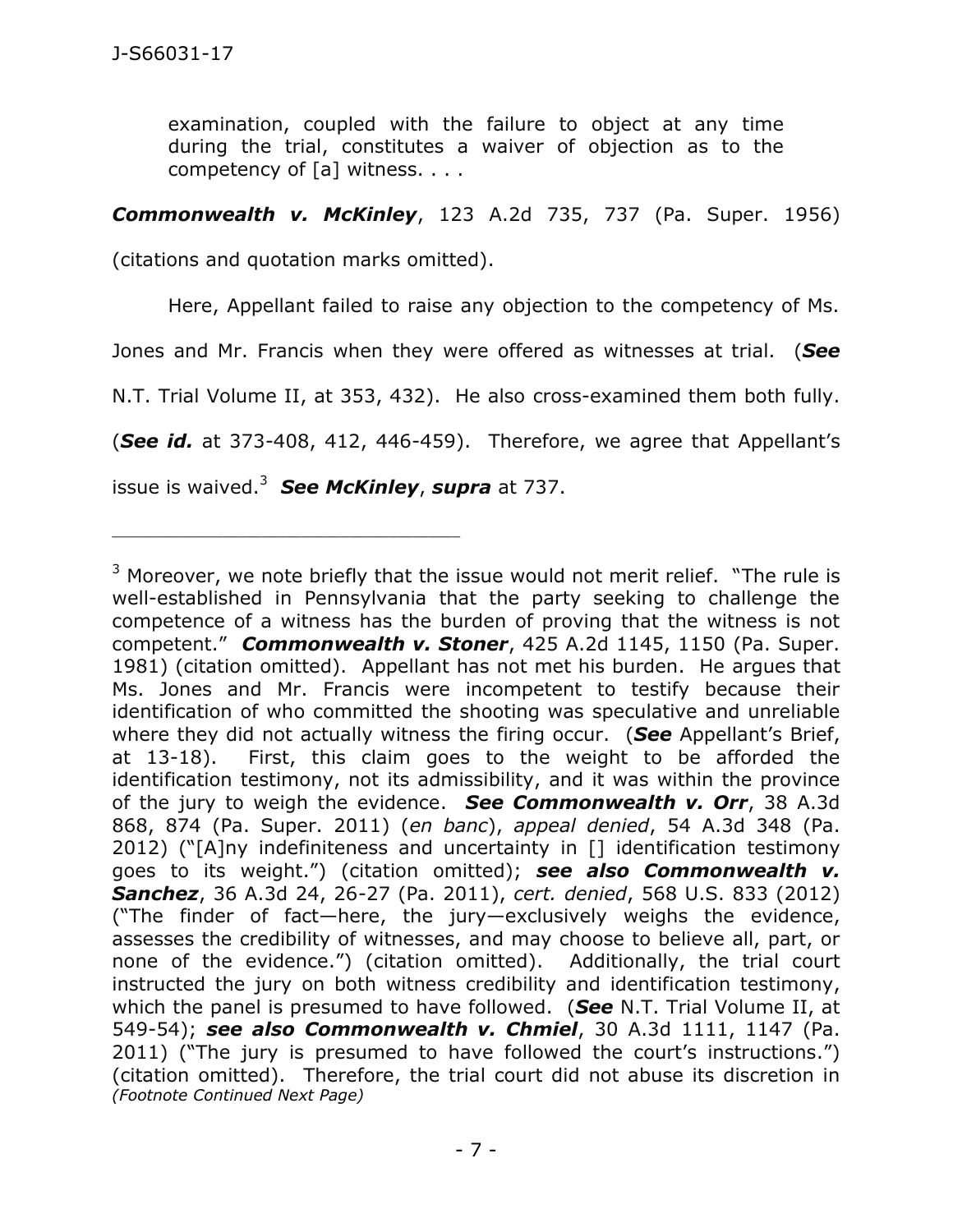examination, coupled with the failure to object at any time during the trial, constitutes a waiver of objection as to the competency of [a] witness. . . .

***Commonwealth v. McKinley***, 123 A.2d 735, 737 (Pa. Super. 1956) (citations and quotation marks omitted).

Here, Appellant failed to raise any objection to the competency of Ms. Jones and Mr. Francis when they were offered as witnesses at trial. (***See*** N.T. Trial Volume II, at 353, 432). He also cross-examined them both fully. (***See id.*** at 373-408, 412, 446-459). Therefore, we agree that Appellant's issue is waived.[3] ***See McKinley***, ***supra*** at 737.

---

[3] Moreover, we note briefly that the issue would not merit relief. "The rule is well-established in Pennsylvania that the party seeking to challenge the competence of a witness has the burden of proving that the witness is not competent." ***Commonwealth v. Stoner***, 425 A.2d 1145, 1150 (Pa. Super. 1981) (citation omitted). Appellant has not met his burden. He argues that Ms. Jones and Mr. Francis were incompetent to testify because their identification of who committed the shooting was speculative and unreliable where they did not actually witness the firing occur. (***See*** Appellant's Brief, at 13-18). First, this claim goes to the weight to be afforded the identification testimony, not its admissibility, and it was within the province of the jury to weigh the evidence. ***See Commonwealth v. Orr***, 38 A.3d 868, 874 (Pa. Super. 2011) (*en banc*), *appeal denied*, 54 A.3d 348 (Pa. 2012) ("[A]ny indefiniteness and uncertainty in [] identification testimony goes to its weight.") (citation omitted); ***see also Commonwealth v. Sanchez***, 36 A.3d 24, 26-27 (Pa. 2011), *cert. denied*, 568 U.S. 833 (2012) ("The finder of fact—here, the jury—exclusively weighs the evidence, assesses the credibility of witnesses, and may choose to believe all, part, or none of the evidence.") (citation omitted). Additionally, the trial court instructed the jury on both witness credibility and identification testimony, which the panel is presumed to have followed. (***See*** N.T. Trial Volume II, at 549-54); ***see also Commonwealth v. Chmiel***, 30 A.3d 1111, 1147 (Pa. 2011) ("The jury is presumed to have followed the court's instructions.") (citation omitted). Therefore, the trial court did not abuse its discretion in
*(Footnote Continued Next Page)*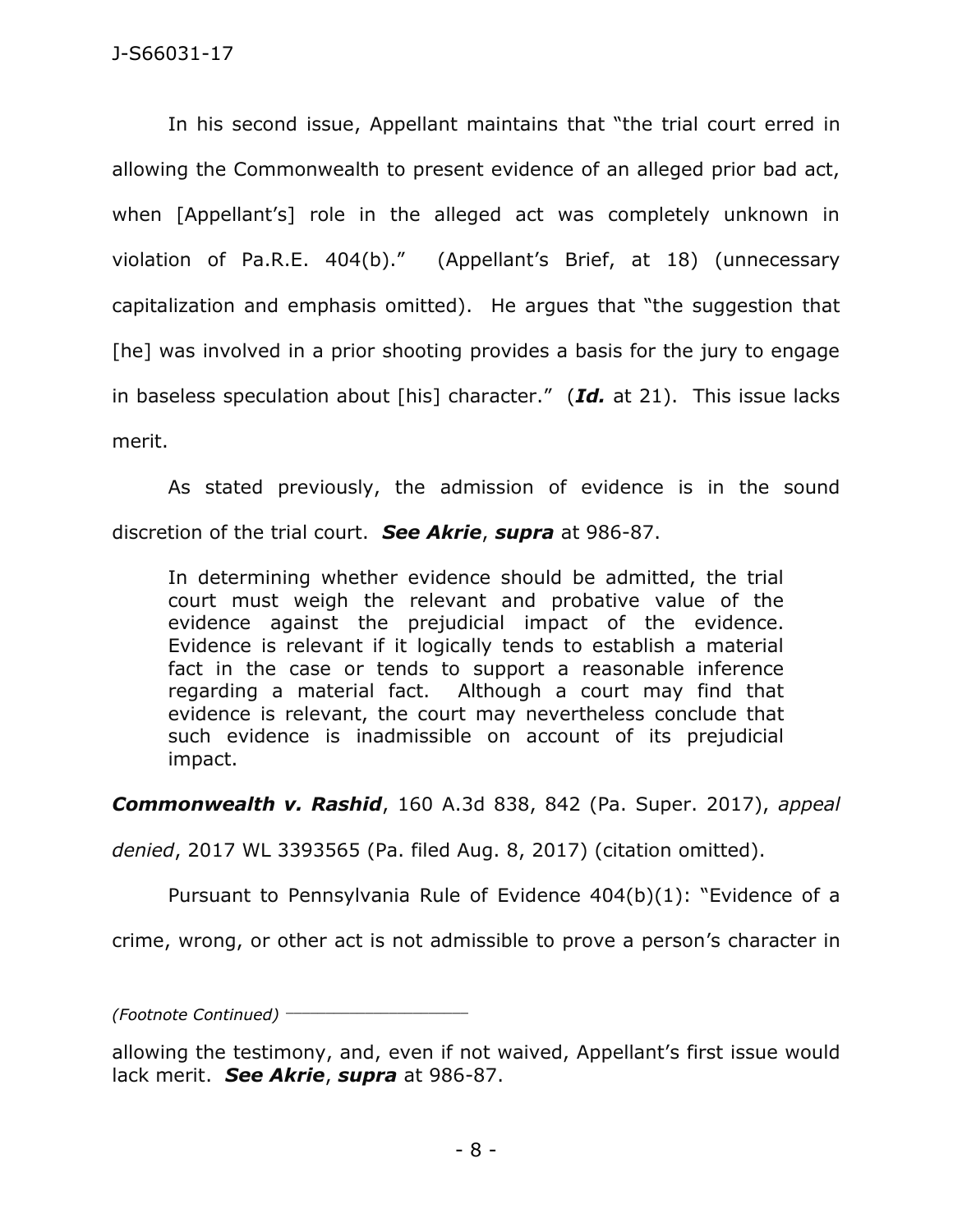In his second issue, Appellant maintains that "the trial court erred in allowing the Commonwealth to present evidence of an alleged prior bad act, when [Appellant's] role in the alleged act was completely unknown in violation of Pa.R.E. 404(b)." (Appellant's Brief, at 18) (unnecessary capitalization and emphasis omitted). He argues that "the suggestion that [he] was involved in a prior shooting provides a basis for the jury to engage in baseless speculation about [his] character." (***Id.*** at 21). This issue lacks merit.

As stated previously, the admission of evidence is in the sound discretion of the trial court. ***See Akrie***, ***supra*** at 986-87.

> In determining whether evidence should be admitted, the trial court must weigh the relevant and probative value of the evidence against the prejudicial impact of the evidence. Evidence is relevant if it logically tends to establish a material fact in the case or tends to support a reasonable inference regarding a material fact. Although a court may find that evidence is relevant, the court may nevertheless conclude that such evidence is inadmissible on account of its prejudicial impact.

***Commonwealth v. Rashid***, 160 A.3d 838, 842 (Pa. Super. 2017), *appeal denied*, 2017 WL 3393565 (Pa. filed Aug. 8, 2017) (citation omitted).

Pursuant to Pennsylvania Rule of Evidence 404(b)(1): "Evidence of a crime, wrong, or other act is not admissible to prove a person's character in

*(Footnote Continued)*

allowing the testimony, and, even if not waived, Appellant's first issue would lack merit. ***See Akrie***, ***supra*** at 986-87.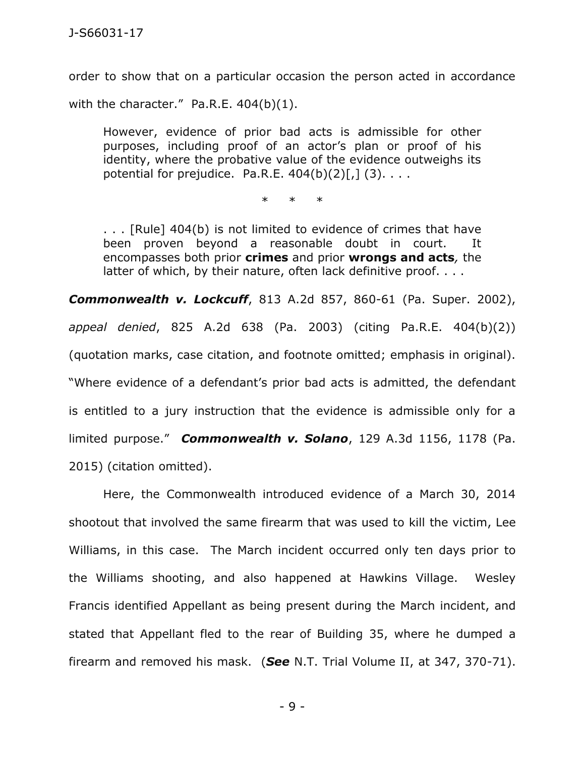order to show that on a particular occasion the person acted in accordance with the character." Pa.R.E. 404(b)(1).

> However, evidence of prior bad acts is admissible for other purposes, including proof of an actor's plan or proof of his identity, where the probative value of the evidence outweighs its potential for prejudice. Pa.R.E. 404(b)(2)[,] (3). . . .
>
> \* \* \*
>
> . . . [Rule] 404(b) is not limited to evidence of crimes that have been proven beyond a reasonable doubt in court. It encompasses both prior **crimes** and prior **wrongs and acts***,* the latter of which, by their nature, often lack definitive proof. . . .

***Commonwealth v. Lockcuff***, 813 A.2d 857, 860-61 (Pa. Super. 2002), *appeal denied*, 825 A.2d 638 (Pa. 2003) (citing Pa.R.E. 404(b)(2)) (quotation marks, case citation, and footnote omitted; emphasis in original). "Where evidence of a defendant's prior bad acts is admitted, the defendant is entitled to a jury instruction that the evidence is admissible only for a limited purpose." ***Commonwealth v. Solano***, 129 A.3d 1156, 1178 (Pa. 2015) (citation omitted).

Here, the Commonwealth introduced evidence of a March 30, 2014 shootout that involved the same firearm that was used to kill the victim, Lee Williams, in this case. The March incident occurred only ten days prior to the Williams shooting, and also happened at Hawkins Village. Wesley Francis identified Appellant as being present during the March incident, and stated that Appellant fled to the rear of Building 35, where he dumped a firearm and removed his mask. (***See*** N.T. Trial Volume II, at 347, 370-71).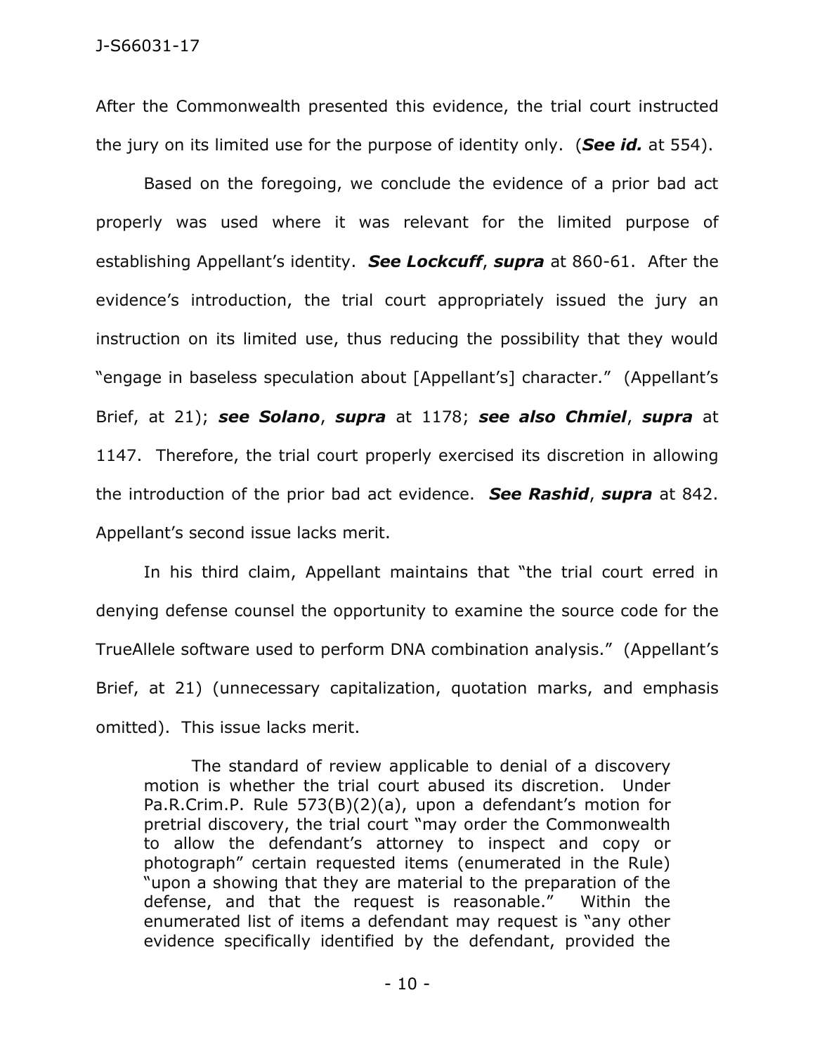After the Commonwealth presented this evidence, the trial court instructed the jury on its limited use for the purpose of identity only. (***See id.*** at 554).

Based on the foregoing, we conclude the evidence of a prior bad act properly was used where it was relevant for the limited purpose of establishing Appellant's identity. ***See Lockcuff***, ***supra*** at 860-61. After the evidence's introduction, the trial court appropriately issued the jury an instruction on its limited use, thus reducing the possibility that they would "engage in baseless speculation about [Appellant's] character." (Appellant's Brief, at 21); ***see Solano***, ***supra*** at 1178; ***see also Chmiel***, ***supra*** at 1147. Therefore, the trial court properly exercised its discretion in allowing the introduction of the prior bad act evidence. ***See Rashid***, ***supra*** at 842. Appellant's second issue lacks merit.

In his third claim, Appellant maintains that "the trial court erred in denying defense counsel the opportunity to examine the source code for the TrueAllele software used to perform DNA combination analysis." (Appellant's Brief, at 21) (unnecessary capitalization, quotation marks, and emphasis omitted). This issue lacks merit.

> The standard of review applicable to denial of a discovery motion is whether the trial court abused its discretion. Under Pa.R.Crim.P. Rule 573(B)(2)(a), upon a defendant's motion for pretrial discovery, the trial court "may order the Commonwealth to allow the defendant's attorney to inspect and copy or photograph" certain requested items (enumerated in the Rule) "upon a showing that they are material to the preparation of the defense, and that the request is reasonable." Within the enumerated list of items a defendant may request is "any other evidence specifically identified by the defendant, provided the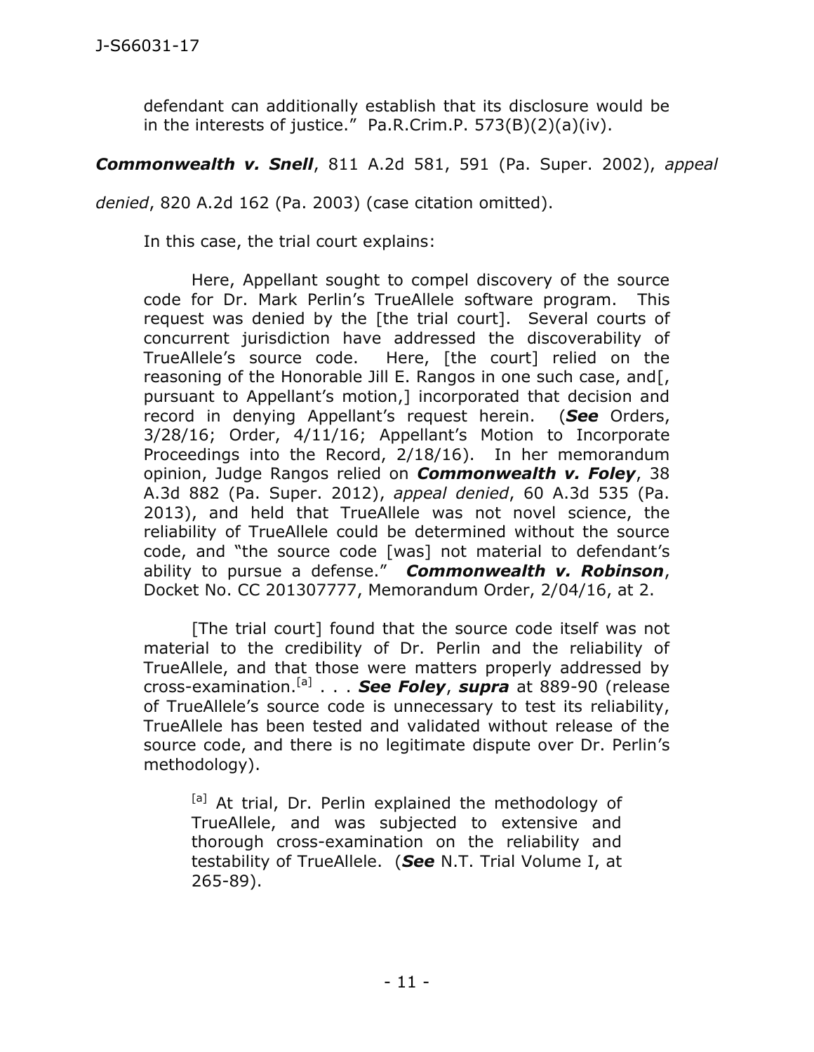> defendant can additionally establish that its disclosure would be in the interests of justice." Pa.R.Crim.P. 573(B)(2)(a)(iv).

***Commonwealth v. Snell***, 811 A.2d 581, 591 (Pa. Super. 2002), *appeal denied*, 820 A.2d 162 (Pa. 2003) (case citation omitted).

In this case, the trial court explains:

> Here, Appellant sought to compel discovery of the source code for Dr. Mark Perlin's TrueAllele software program. This request was denied by the [the trial court]. Several courts of concurrent jurisdiction have addressed the discoverability of TrueAllele's source code. Here, [the court] relied on the reasoning of the Honorable Jill E. Rangos in one such case, and[, pursuant to Appellant's motion,] incorporated that decision and record in denying Appellant's request herein. (***See*** Orders, 3/28/16; Order, 4/11/16; Appellant's Motion to Incorporate Proceedings into the Record, 2/18/16). In her memorandum opinion, Judge Rangos relied on ***Commonwealth v. Foley***, 38 A.3d 882 (Pa. Super. 2012), *appeal denied*, 60 A.3d 535 (Pa. 2013), and held that TrueAllele was not novel science, the reliability of TrueAllele could be determined without the source code, and "the source code [was] not material to defendant's ability to pursue a defense." ***Commonwealth v. Robinson***, Docket No. CC 201307777, Memorandum Order, 2/04/16, at 2.
>
> [The trial court] found that the source code itself was not material to the credibility of Dr. Perlin and the reliability of TrueAllele, and that those were matters properly addressed by cross-examination.[a] . . . ***See Foley***, ***supra*** at 889-90 (release of TrueAllele's source code is unnecessary to test its reliability, TrueAllele has been tested and validated without release of the source code, and there is no legitimate dispute over Dr. Perlin's methodology).
>
> > [a] At trial, Dr. Perlin explained the methodology of TrueAllele, and was subjected to extensive and thorough cross-examination on the reliability and testability of TrueAllele. (***See*** N.T. Trial Volume I, at 265-89).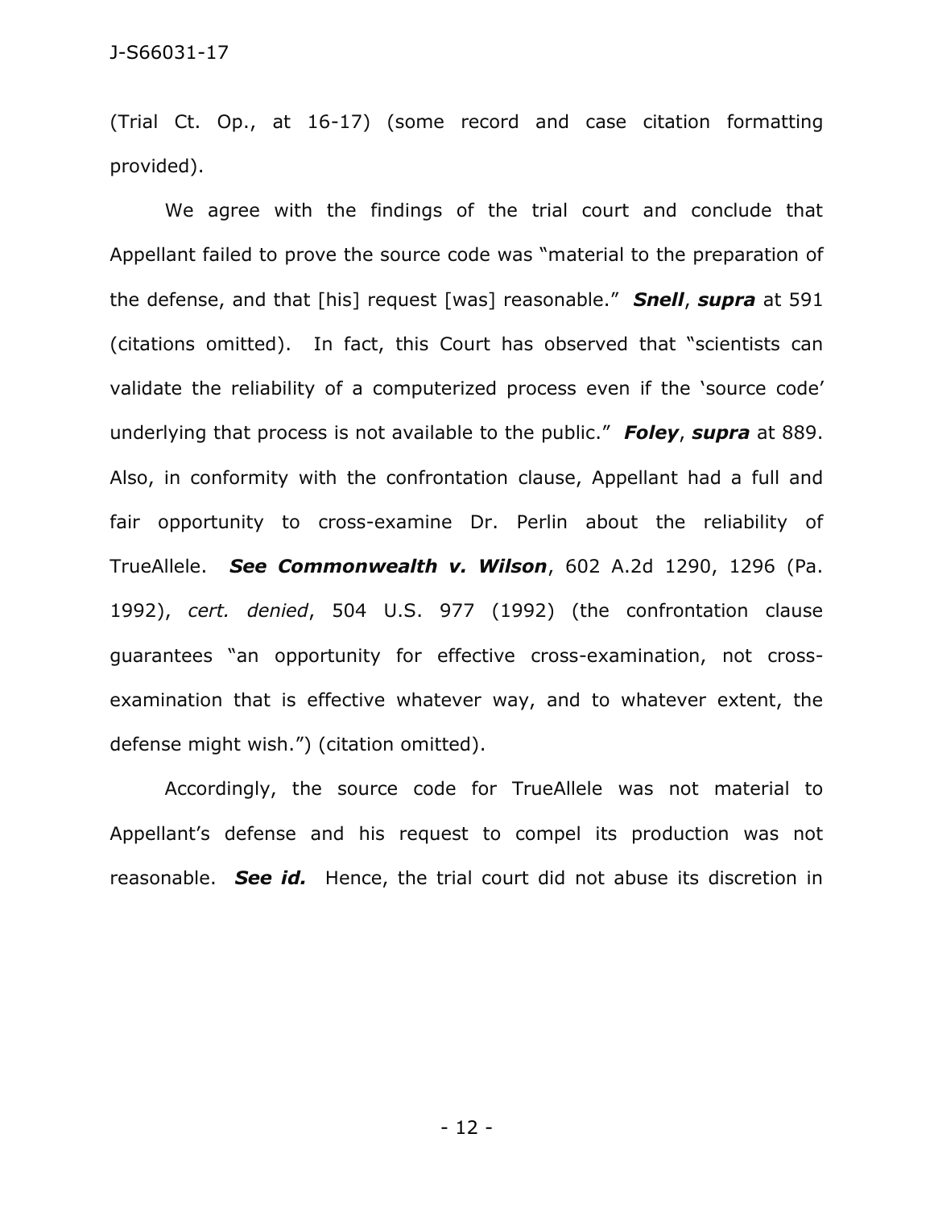(Trial Ct. Op., at 16-17) (some record and case citation formatting provided).

We agree with the findings of the trial court and conclude that Appellant failed to prove the source code was "material to the preparation of the defense, and that [his] request [was] reasonable." ***Snell***, ***supra*** at 591 (citations omitted). In fact, this Court has observed that "scientists can validate the reliability of a computerized process even if the 'source code' underlying that process is not available to the public." ***Foley***, ***supra*** at 889. Also, in conformity with the confrontation clause, Appellant had a full and fair opportunity to cross-examine Dr. Perlin about the reliability of TrueAllele. ***See Commonwealth v. Wilson***, 602 A.2d 1290, 1296 (Pa. 1992), *cert. denied*, 504 U.S. 977 (1992) (the confrontation clause guarantees "an opportunity for effective cross-examination, not cross-examination that is effective whatever way, and to whatever extent, the defense might wish.") (citation omitted).

Accordingly, the source code for TrueAllele was not material to Appellant's defense and his request to compel its production was not reasonable. ***See id.*** Hence, the trial court did not abuse its discretion in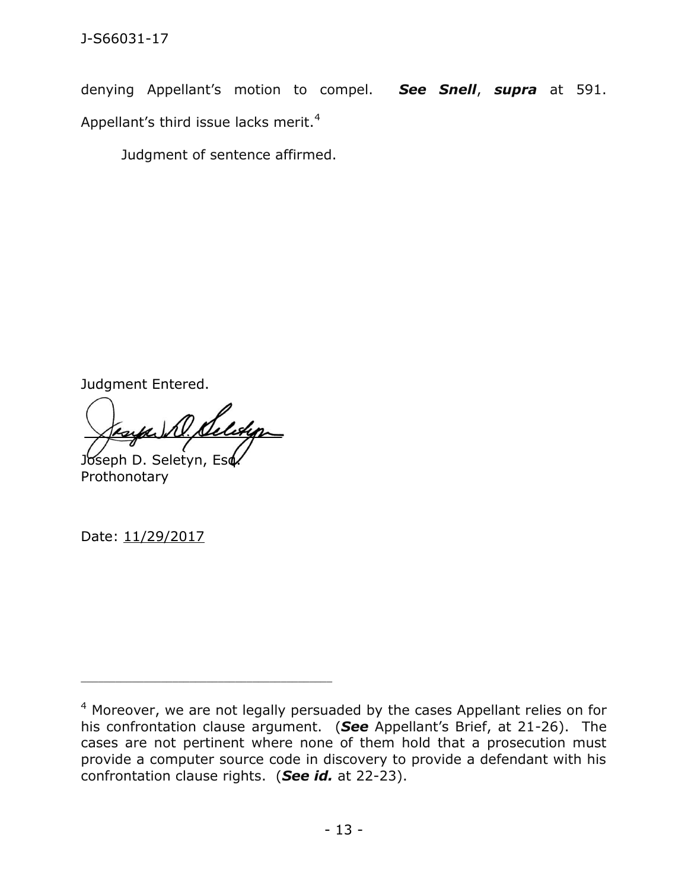denying Appellant's motion to compel. ***See Snell***, ***supra*** at 591. Appellant's third issue lacks merit.[4]

Judgment of sentence affirmed.

Judgment Entered.

Joseph D. Seletyn, Esq.
Prothonotary

Date: 11/29/2017

[4] Moreover, we are not legally persuaded by the cases Appellant relies on for his confrontation clause argument. (***See*** Appellant's Brief, at 21-26). The cases are not pertinent where none of them hold that a prosecution must provide a computer source code in discovery to provide a defendant with his confrontation clause rights. (***See id.*** at 22-23).